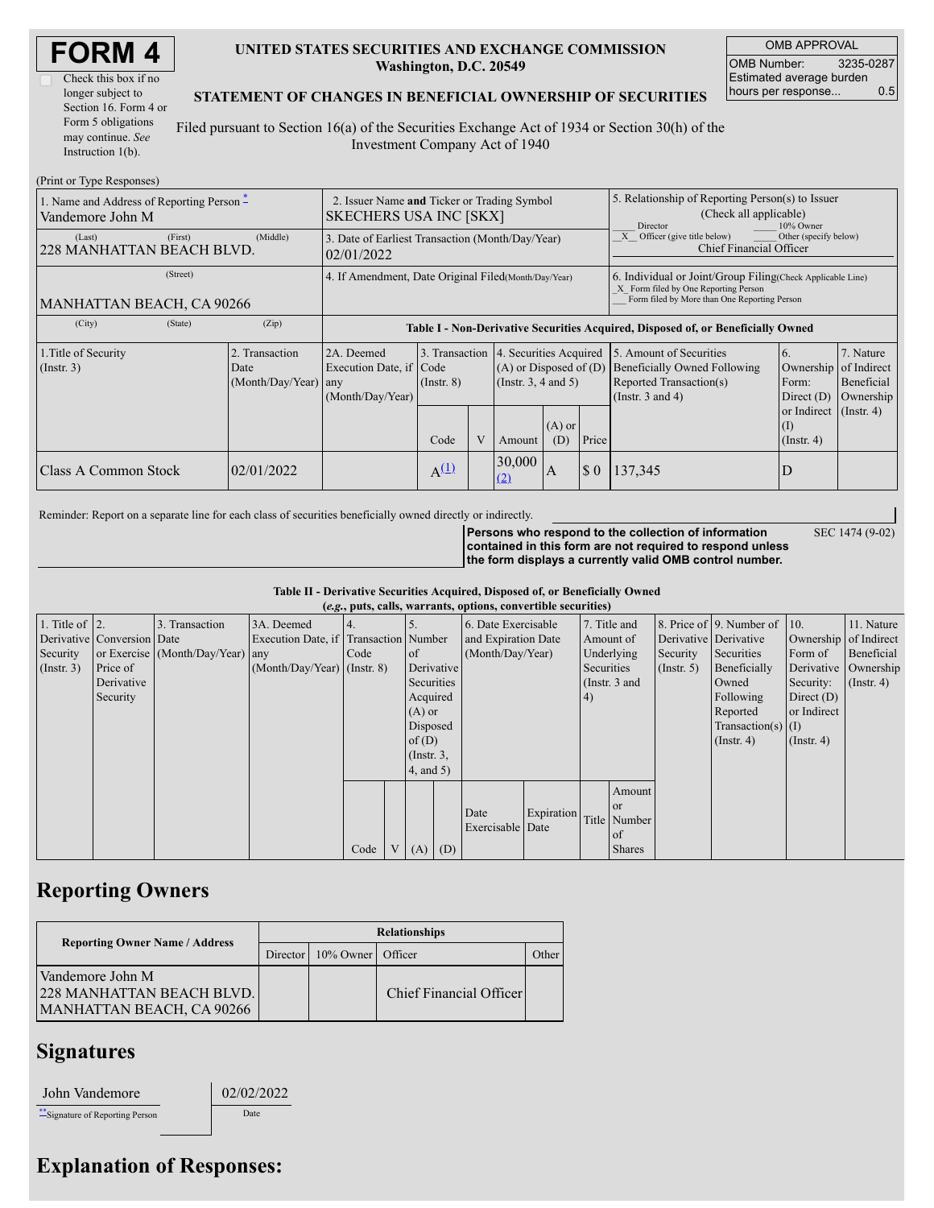# FORM 4

☐ Check this box if no longer subject to Section 16. Form 4 or Form 5 obligations may continue. *See* Instruction 1(b).

**UNITED STATES SECURITIES AND EXCHANGE COMMISSION**
**Washington, D.C. 20549**

**STATEMENT OF CHANGES IN BENEFICIAL OWNERSHIP OF SECURITIES**

Filed pursuant to Section 16(a) of the Securities Exchange Act of 1934 or Section 30(h) of the Investment Company Act of 1940

| OMB APPROVAL | |
|---|---|
| OMB Number: | 3235-0287 |
| Estimated average burden hours per response... | 0.5 |

(Print or Type Responses)

| 1. Name and Address of Reporting Person * | 2. Issuer Name **and** Ticker or Trading Symbol | 5. Relationship of Reporting Person(s) to Issuer (Check all applicable) |
|---|---|---|
| Vandemore John M | SKECHERS USA INC [SKX] | ___ Director ___ 10% Owner |
| (Last) (First) (Middle) | 3. Date of Earliest Transaction (Month/Day/Year) | _X_ Officer (give title below) ___ Other (specify below) |
| 228 MANHATTAN BEACH BLVD. | 02/01/2022 | Chief Financial Officer |
| (Street) | 4. If Amendment, Date Original Filed (Month/Day/Year) | 6. Individual or Joint/Group Filing (Check Applicable Line) |
| MANHATTAN BEACH, CA 90266 | | _X_ Form filed by One Reporting Person ___ Form filed by More than One Reporting Person |
| (City) (State) (Zip) | | |

**Table I - Non-Derivative Securities Acquired, Disposed of, or Beneficially Owned**

| 1.Title of Security (Instr. 3) | 2. Transaction Date (Month/Day/Year) | 2A. Deemed Execution Date, if any (Month/Day/Year) | 3. Transaction Code (Instr. 8) | | 4. Securities Acquired (A) or Disposed of (D) (Instr. 3, 4 and 5) | | | 5. Amount of Securities Beneficially Owned Following Reported Transaction(s) (Instr. 3 and 4) | 6. Ownership Form: Direct (D) or Indirect (I) (Instr. 4) | 7. Nature of Indirect Beneficial Ownership (Instr. 4) |
|---|---|---|---|---|---|---|---|---|---|---|
| | | | Code | V | Amount | (A) or (D) | Price | | | |
| Class A Common Stock | 02/01/2022 | | A [(1)] | | 30,000 [(2)] | A | $ 0 | 137,345 | D | |

Reminder: Report on a separate line for each class of securities beneficially owned directly or indirectly.

**Persons who respond to the collection of information contained in this form are not required to respond unless the form displays a currently valid OMB control number.** SEC 1474 (9-02)

**Table II - Derivative Securities Acquired, Disposed of, or Beneficially Owned**
***(e.g.*, puts, calls, warrants, options, convertible securities)**

| 1. Title of Derivative Security (Instr. 3) | 2. Conversion or Exercise Price of Derivative Security | 3. Transaction Date (Month/Day/Year) | 3A. Deemed Execution Date, if any (Month/Day/Year) | 4. Transaction Code (Instr. 8) | | 5. Number of Derivative Securities Acquired (A) or Disposed of (D) (Instr. 3, 4, and 5) | | 6. Date Exercisable and Expiration Date (Month/Day/Year) | | 7. Title and Amount of Underlying Securities (Instr. 3 and 4) | | 8. Price of Derivative Security (Instr. 5) | 9. Number of Derivative Securities Beneficially Owned Following Reported Transaction(s) (Instr. 4) | 10. Ownership Form of Derivative Security: Direct (D) or Indirect (I) (Instr. 4) | 11. Nature of Indirect Beneficial Ownership (Instr. 4) |
|---|---|---|---|---|---|---|---|---|---|---|---|---|---|---|---|
| | | | | Code | V | (A) | (D) | Date Exercisable | Expiration Date | Title | Amount or Number of Shares | | | | |

## Reporting Owners

| Reporting Owner Name / Address | Relationships | | | |
|---|---|---|---|---|
| | Director | 10% Owner | Officer | Other |
| Vandemore John M<br>228 MANHATTAN BEACH BLVD.<br>MANHATTAN BEACH, CA 90266 | | | Chief Financial Officer | |

## Signatures

| John Vandemore | 02/02/2022 |
|---|---|
| **Signature of Reporting Person | Date |

## Explanation of Responses: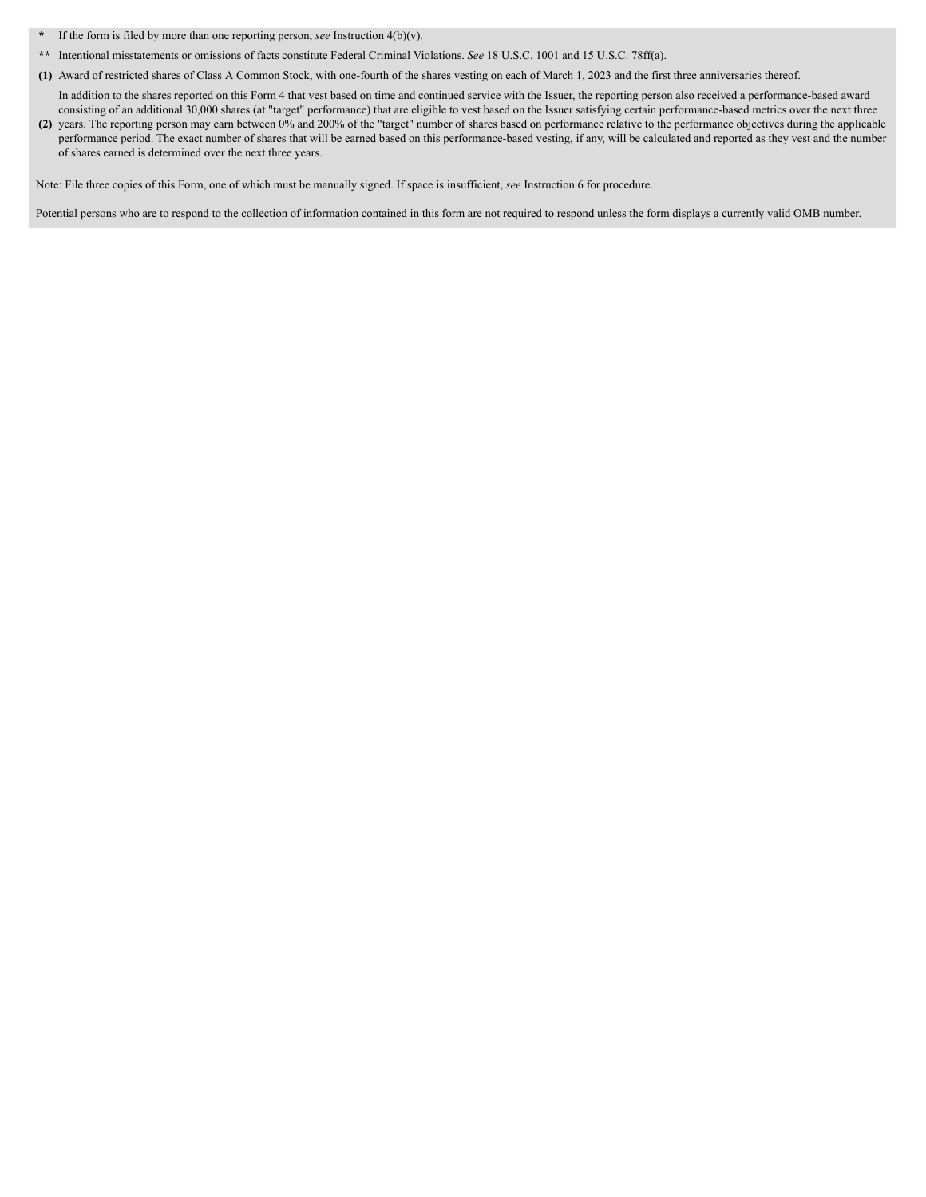* If the form is filed by more than one reporting person, *see* Instruction 4(b)(v).

** Intentional misstatements or omissions of facts constitute Federal Criminal Violations. *See* 18 U.S.C. 1001 and 15 U.S.C. 78ff(a).

**(1)** Award of restricted shares of Class A Common Stock, with one-fourth of the shares vesting on each of March 1, 2023 and the first three anniversaries thereof.

**(2)** In addition to the shares reported on this Form 4 that vest based on time and continued service with the Issuer, the reporting person also received a performance-based award consisting of an additional 30,000 shares (at "target" performance) that are eligible to vest based on the Issuer satisfying certain performance-based metrics over the next three years. The reporting person may earn between 0% and 200% of the "target" number of shares based on performance relative to the performance objectives during the applicable performance period. The exact number of shares that will be earned based on this performance-based vesting, if any, will be calculated and reported as they vest and the number of shares earned is determined over the next three years.

Note: File three copies of this Form, one of which must be manually signed. If space is insufficient, *see* Instruction 6 for procedure.

Potential persons who are to respond to the collection of information contained in this form are not required to respond unless the form displays a currently valid OMB number.